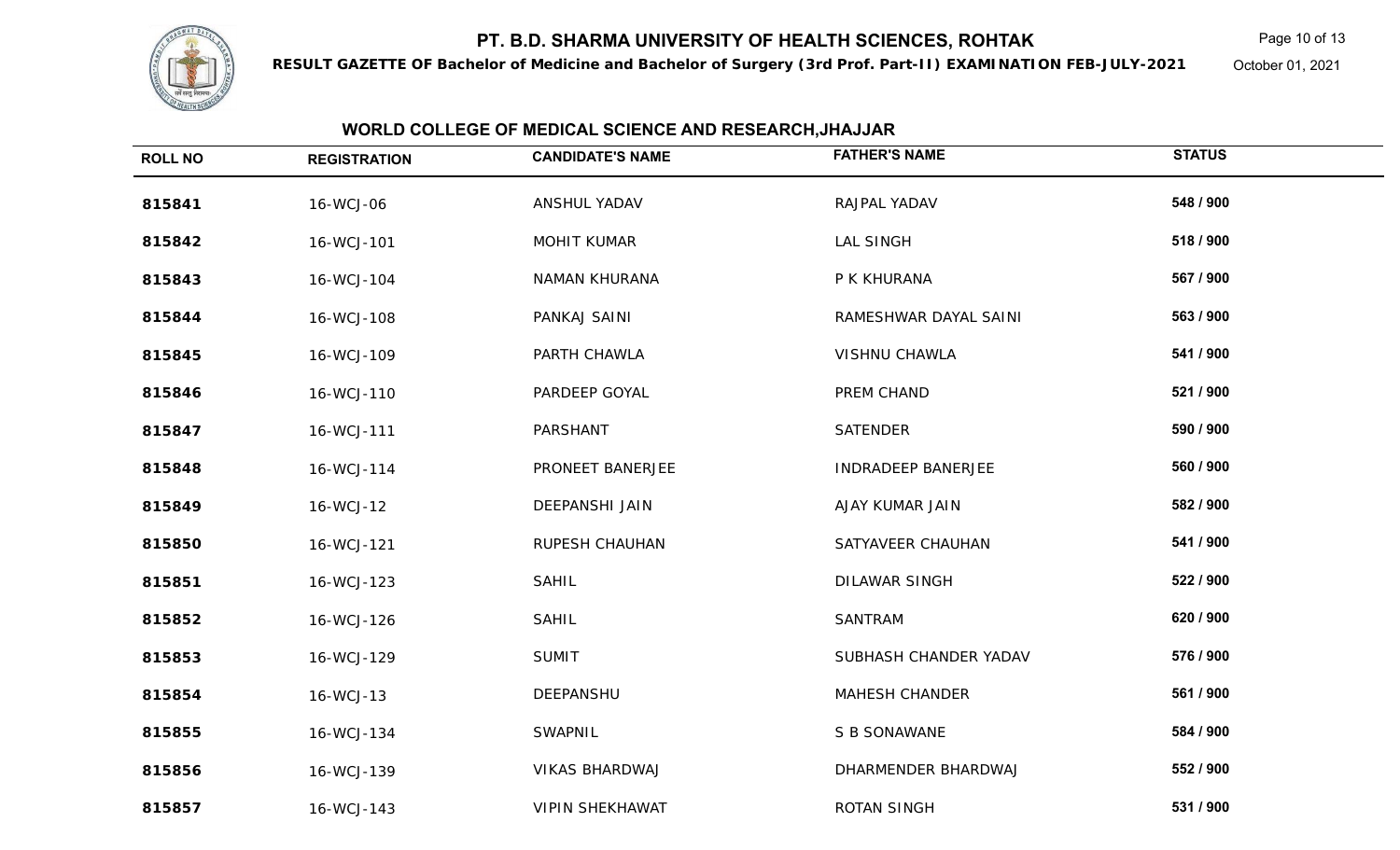# PT. B.D. SHARMA UNIVERSITY OF HEALTH SCIENCES, ROHTAK

**RESULT GAZETTE OF Bachelor of Medicine and Bachelor of Surgery (3rd Prof. Part-II) EXAMINATION FEB-JULY-2021**

October 01, 2021

## WORLD COLLEGE OF MEDICAL SCIENCE AND RESEARCH,JHAJJAR

| ROLL NO | REGISTRATION | CANDIDATE'S NAME | FATHER'S NAME | STATUS |
|---|---|---|---|---|
| **815841** | 16-WCJ-06 | ANSHUL YADAV | RAJPAL YADAV | **548 / 900** |
| **815842** | 16-WCJ-101 | MOHIT KUMAR | LAL SINGH | **518 / 900** |
| **815843** | 16-WCJ-104 | NAMAN KHURANA | P K KHURANA | **567 / 900** |
| **815844** | 16-WCJ-108 | PANKAJ SAINI | RAMESHWAR DAYAL SAINI | **563 / 900** |
| **815845** | 16-WCJ-109 | PARTH CHAWLA | VISHNU CHAWLA | **541 / 900** |
| **815846** | 16-WCJ-110 | PARDEEP GOYAL | PREM CHAND | **521 / 900** |
| **815847** | 16-WCJ-111 | PARSHANT | SATENDER | **590 / 900** |
| **815848** | 16-WCJ-114 | PRONEET BANERJEE | INDRADEEP BANERJEE | **560 / 900** |
| **815849** | 16-WCJ-12 | DEEPANSHI JAIN | AJAY KUMAR JAIN | **582 / 900** |
| **815850** | 16-WCJ-121 | RUPESH CHAUHAN | SATYAVEER CHAUHAN | **541 / 900** |
| **815851** | 16-WCJ-123 | SAHIL | DILAWAR SINGH | **522 / 900** |
| **815852** | 16-WCJ-126 | SAHIL | SANTRAM | **620 / 900** |
| **815853** | 16-WCJ-129 | SUMIT | SUBHASH CHANDER YADAV | **576 / 900** |
| **815854** | 16-WCJ-13 | DEEPANSHU | MAHESH CHANDER | **561 / 900** |
| **815855** | 16-WCJ-134 | SWAPNIL | S B SONAWANE | **584 / 900** |
| **815856** | 16-WCJ-139 | VIKAS BHARDWAJ | DHARMENDER BHARDWAJ | **552 / 900** |
| **815857** | 16-WCJ-143 | VIPIN SHEKHAWAT | ROTAN SINGH | **531 / 900** |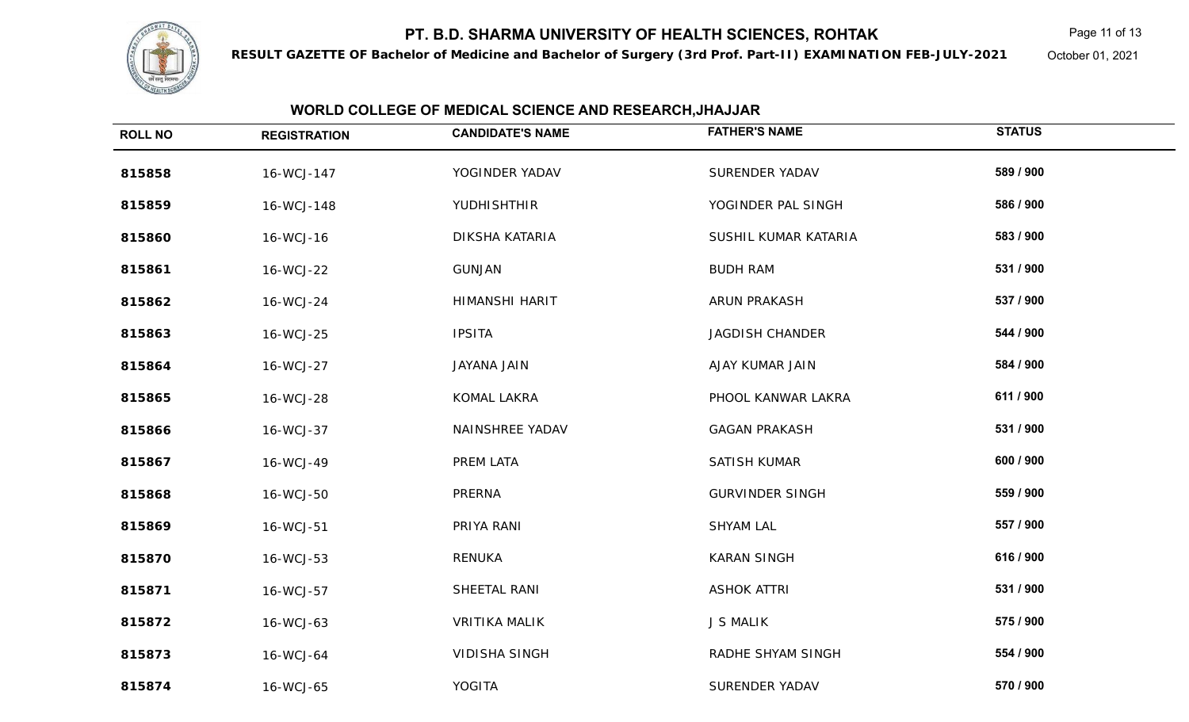# PT. B.D. SHARMA UNIVERSITY OF HEALTH SCIENCES, ROHTAK

**RESULT GAZETTE OF Bachelor of Medicine and Bachelor of Surgery (3rd Prof. Part-II) EXAMINATION FEB-JULY-2021**

October 01, 2021

## WORLD COLLEGE OF MEDICAL SCIENCE AND RESEARCH,JHAJJAR

| ROLL NO | REGISTRATION | CANDIDATE'S NAME | FATHER'S NAME | STATUS |
|---|---|---|---|---|
| **815858** | 16-WCJ-147 | YOGINDER YADAV | SURENDER YADAV | **589 / 900** |
| **815859** | 16-WCJ-148 | YUDHISHTHIR | YOGINDER PAL SINGH | **586 / 900** |
| **815860** | 16-WCJ-16 | DIKSHA KATARIA | SUSHIL KUMAR KATARIA | **583 / 900** |
| **815861** | 16-WCJ-22 | GUNJAN | BUDH RAM | **531 / 900** |
| **815862** | 16-WCJ-24 | HIMANSHI HARIT | ARUN PRAKASH | **537 / 900** |
| **815863** | 16-WCJ-25 | IPSITA | JAGDISH CHANDER | **544 / 900** |
| **815864** | 16-WCJ-27 | JAYANA JAIN | AJAY KUMAR JAIN | **584 / 900** |
| **815865** | 16-WCJ-28 | KOMAL LAKRA | PHOOL KANWAR LAKRA | **611 / 900** |
| **815866** | 16-WCJ-37 | NAINSHREE YADAV | GAGAN PRAKASH | **531 / 900** |
| **815867** | 16-WCJ-49 | PREM LATA | SATISH KUMAR | **600 / 900** |
| **815868** | 16-WCJ-50 | PRERNA | GURVINDER SINGH | **559 / 900** |
| **815869** | 16-WCJ-51 | PRIYA RANI | SHYAM LAL | **557 / 900** |
| **815870** | 16-WCJ-53 | RENUKA | KARAN SINGH | **616 / 900** |
| **815871** | 16-WCJ-57 | SHEETAL RANI | ASHOK ATTRI | **531 / 900** |
| **815872** | 16-WCJ-63 | VRITIKA MALIK | J S MALIK | **575 / 900** |
| **815873** | 16-WCJ-64 | VIDISHA SINGH | RADHE SHYAM SINGH | **554 / 900** |
| **815874** | 16-WCJ-65 | YOGITA | SURENDER YADAV | **570 / 900** |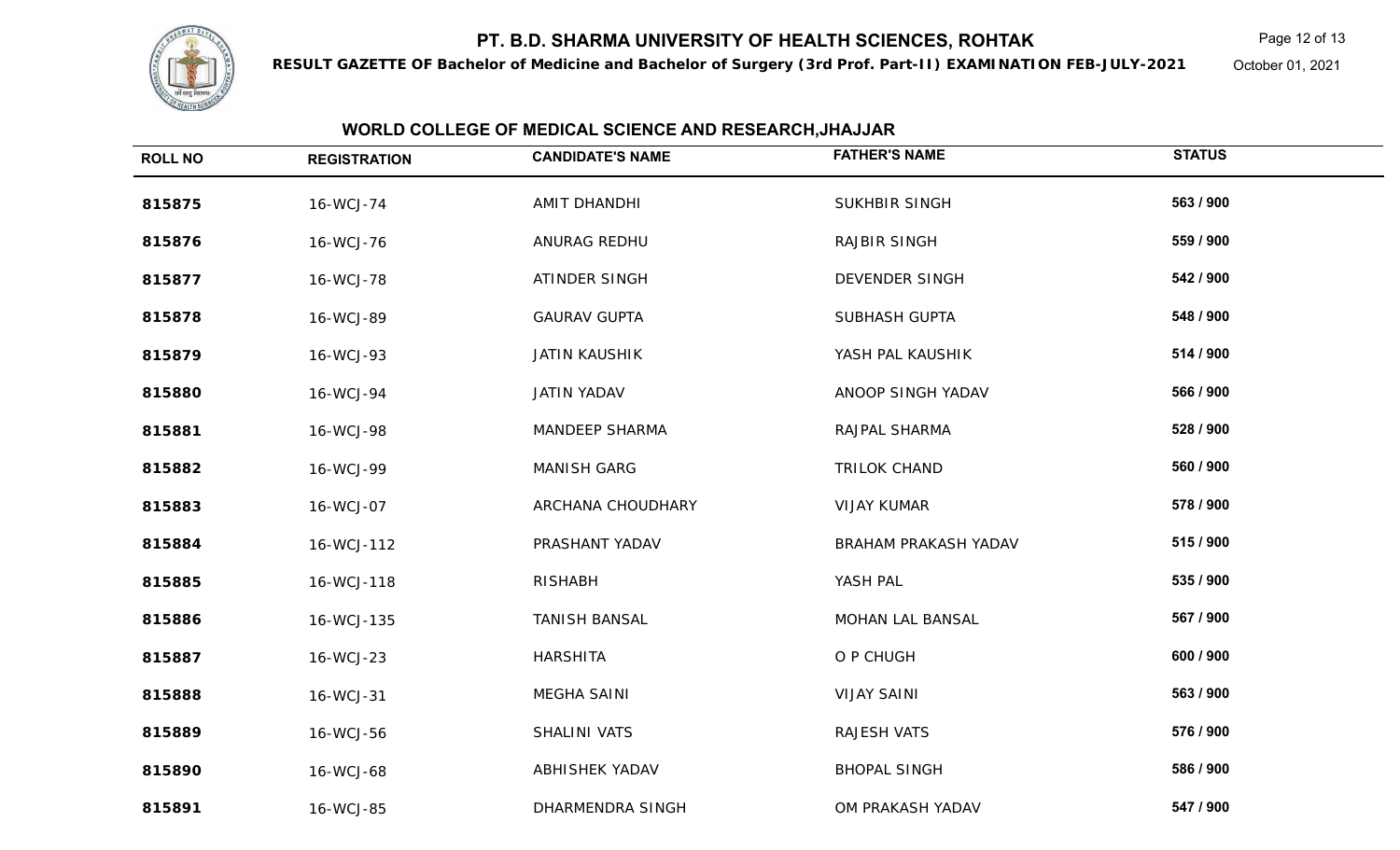# PT. B.D. SHARMA UNIVERSITY OF HEALTH SCIENCES, ROHTAK

**RESULT GAZETTE OF Bachelor of Medicine and Bachelor of Surgery (3rd Prof. Part-II) EXAMINATION FEB-JULY-2021**

October 01, 2021

## WORLD COLLEGE OF MEDICAL SCIENCE AND RESEARCH,JHAJJAR

| ROLL NO | REGISTRATION | CANDIDATE'S NAME | FATHER'S NAME | STATUS |
|---|---|---|---|---|
| **815875** | 16-WCJ-74 | AMIT DHANDHI | SUKHBIR SINGH | **563 / 900** |
| **815876** | 16-WCJ-76 | ANURAG REDHU | RAJBIR SINGH | **559 / 900** |
| **815877** | 16-WCJ-78 | ATINDER SINGH | DEVENDER SINGH | **542 / 900** |
| **815878** | 16-WCJ-89 | GAURAV GUPTA | SUBHASH GUPTA | **548 / 900** |
| **815879** | 16-WCJ-93 | JATIN KAUSHIK | YASH PAL KAUSHIK | **514 / 900** |
| **815880** | 16-WCJ-94 | JATIN YADAV | ANOOP SINGH YADAV | **566 / 900** |
| **815881** | 16-WCJ-98 | MANDEEP SHARMA | RAJPAL SHARMA | **528 / 900** |
| **815882** | 16-WCJ-99 | MANISH GARG | TRILOK CHAND | **560 / 900** |
| **815883** | 16-WCJ-07 | ARCHANA CHOUDHARY | VIJAY KUMAR | **578 / 900** |
| **815884** | 16-WCJ-112 | PRASHANT YADAV | BRAHAM PRAKASH YADAV | **515 / 900** |
| **815885** | 16-WCJ-118 | RISHABH | YASH PAL | **535 / 900** |
| **815886** | 16-WCJ-135 | TANISH BANSAL | MOHAN LAL BANSAL | **567 / 900** |
| **815887** | 16-WCJ-23 | HARSHITA | O P CHUGH | **600 / 900** |
| **815888** | 16-WCJ-31 | MEGHA SAINI | VIJAY SAINI | **563 / 900** |
| **815889** | 16-WCJ-56 | SHALINI VATS | RAJESH VATS | **576 / 900** |
| **815890** | 16-WCJ-68 | ABHISHEK YADAV | BHOPAL SINGH | **586 / 900** |
| **815891** | 16-WCJ-85 | DHARMENDRA SINGH | OM PRAKASH YADAV | **547 / 900** |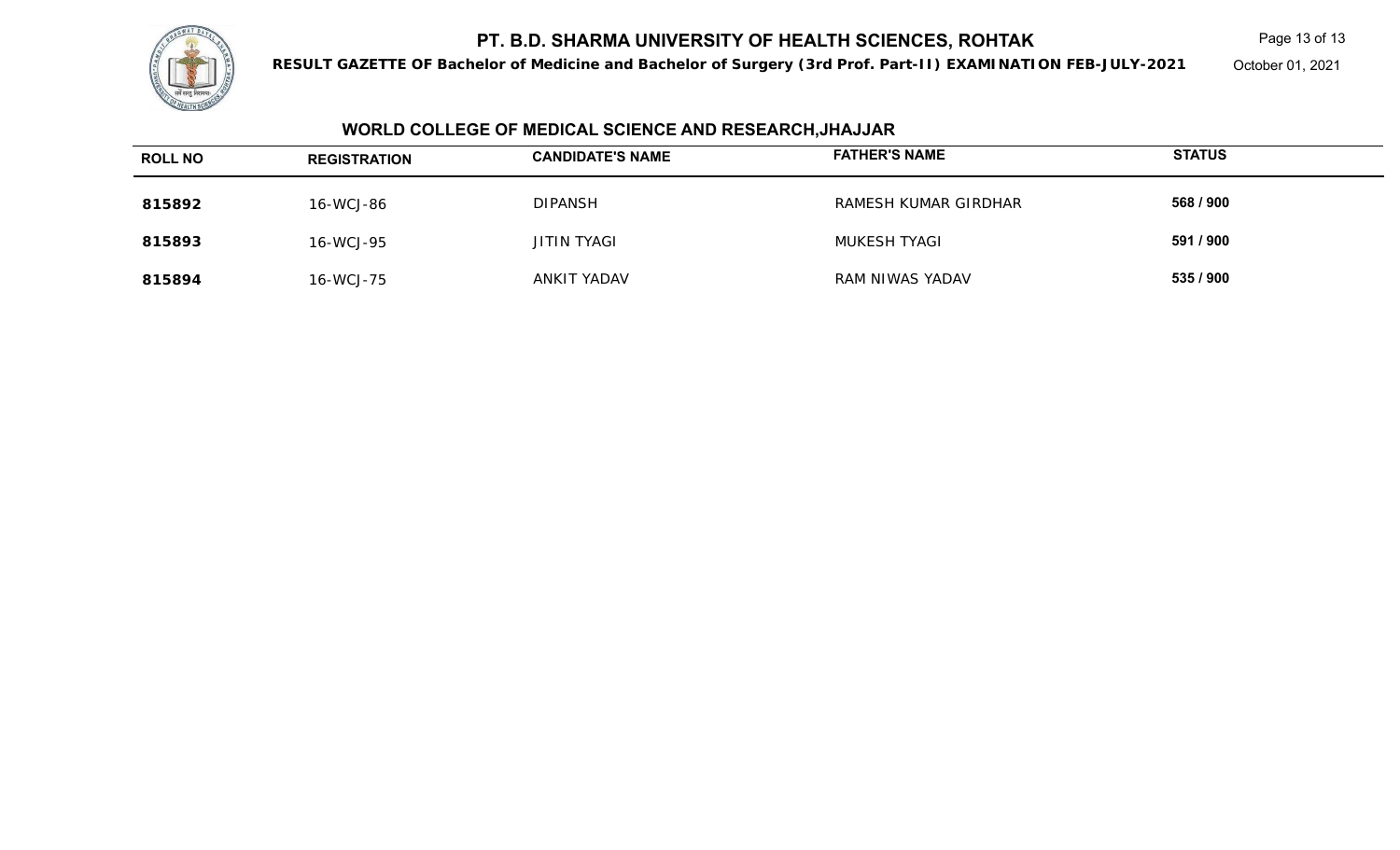# PT. B.D. SHARMA UNIVERSITY OF HEALTH SCIENCES, ROHTAK

**RESULT GAZETTE OF Bachelor of Medicine and Bachelor of Surgery (3rd Prof. Part-II) EXAMINATION FEB-JULY-2021**

October 01, 2021

## WORLD COLLEGE OF MEDICAL SCIENCE AND RESEARCH,JHAJJAR

| ROLL NO | REGISTRATION | CANDIDATE'S NAME | FATHER'S NAME | STATUS |
|---|---|---|---|---|
| **815892** | 16-WCJ-86 | DIPANSH | RAMESH KUMAR GIRDHAR | **568 / 900** |
| **815893** | 16-WCJ-95 | JITIN TYAGI | MUKESH TYAGI | **591 / 900** |
| **815894** | 16-WCJ-75 | ANKIT YADAV | RAM NIWAS YADAV | **535 / 900** |